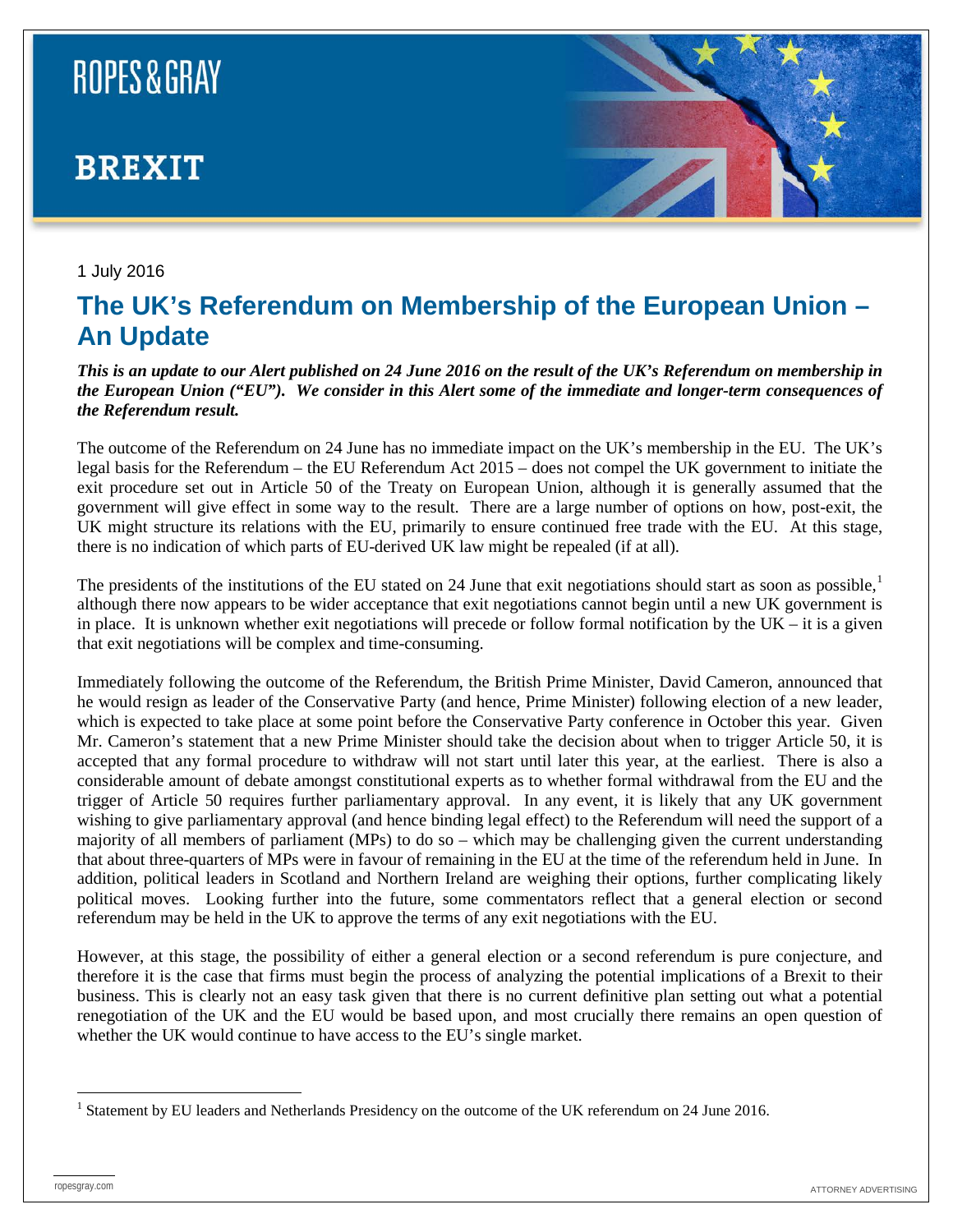ROPES & GRAY

BREXIT

1 July 2016

# The UK's Referendum on Membership of the European Union – An Update

***This is an update to our Alert published on 24 June 2016 on the result of the UK's Referendum on membership in the European Union ("EU"). We consider in this Alert some of the immediate and longer-term consequences of the Referendum result.***

The outcome of the Referendum on 24 June has no immediate impact on the UK's membership in the EU. The UK's legal basis for the Referendum – the EU Referendum Act 2015 – does not compel the UK government to initiate the exit procedure set out in Article 50 of the Treaty on European Union, although it is generally assumed that the government will give effect in some way to the result. There are a large number of options on how, post-exit, the UK might structure its relations with the EU, primarily to ensure continued free trade with the EU. At this stage, there is no indication of which parts of EU-derived UK law might be repealed (if at all).

The presidents of the institutions of the EU stated on 24 June that exit negotiations should start as soon as possible,[1] although there now appears to be wider acceptance that exit negotiations cannot begin until a new UK government is in place. It is unknown whether exit negotiations will precede or follow formal notification by the UK – it is a given that exit negotiations will be complex and time-consuming.

Immediately following the outcome of the Referendum, the British Prime Minister, David Cameron, announced that he would resign as leader of the Conservative Party (and hence, Prime Minister) following election of a new leader, which is expected to take place at some point before the Conservative Party conference in October this year. Given Mr. Cameron's statement that a new Prime Minister should take the decision about when to trigger Article 50, it is accepted that any formal procedure to withdraw will not start until later this year, at the earliest. There is also a considerable amount of debate amongst constitutional experts as to whether formal withdrawal from the EU and the trigger of Article 50 requires further parliamentary approval. In any event, it is likely that any UK government wishing to give parliamentary approval (and hence binding legal effect) to the Referendum will need the support of a majority of all members of parliament (MPs) to do so – which may be challenging given the current understanding that about three-quarters of MPs were in favour of remaining in the EU at the time of the referendum held in June. In addition, political leaders in Scotland and Northern Ireland are weighing their options, further complicating likely political moves. Looking further into the future, some commentators reflect that a general election or second referendum may be held in the UK to approve the terms of any exit negotiations with the EU.

However, at this stage, the possibility of either a general election or a second referendum is pure conjecture, and therefore it is the case that firms must begin the process of analyzing the potential implications of a Brexit to their business. This is clearly not an easy task given that there is no current definitive plan setting out what a potential renegotiation of the UK and the EU would be based upon, and most crucially there remains an open question of whether the UK would continue to have access to the EU's single market.

[1] Statement by EU leaders and Netherlands Presidency on the outcome of the UK referendum on 24 June 2016.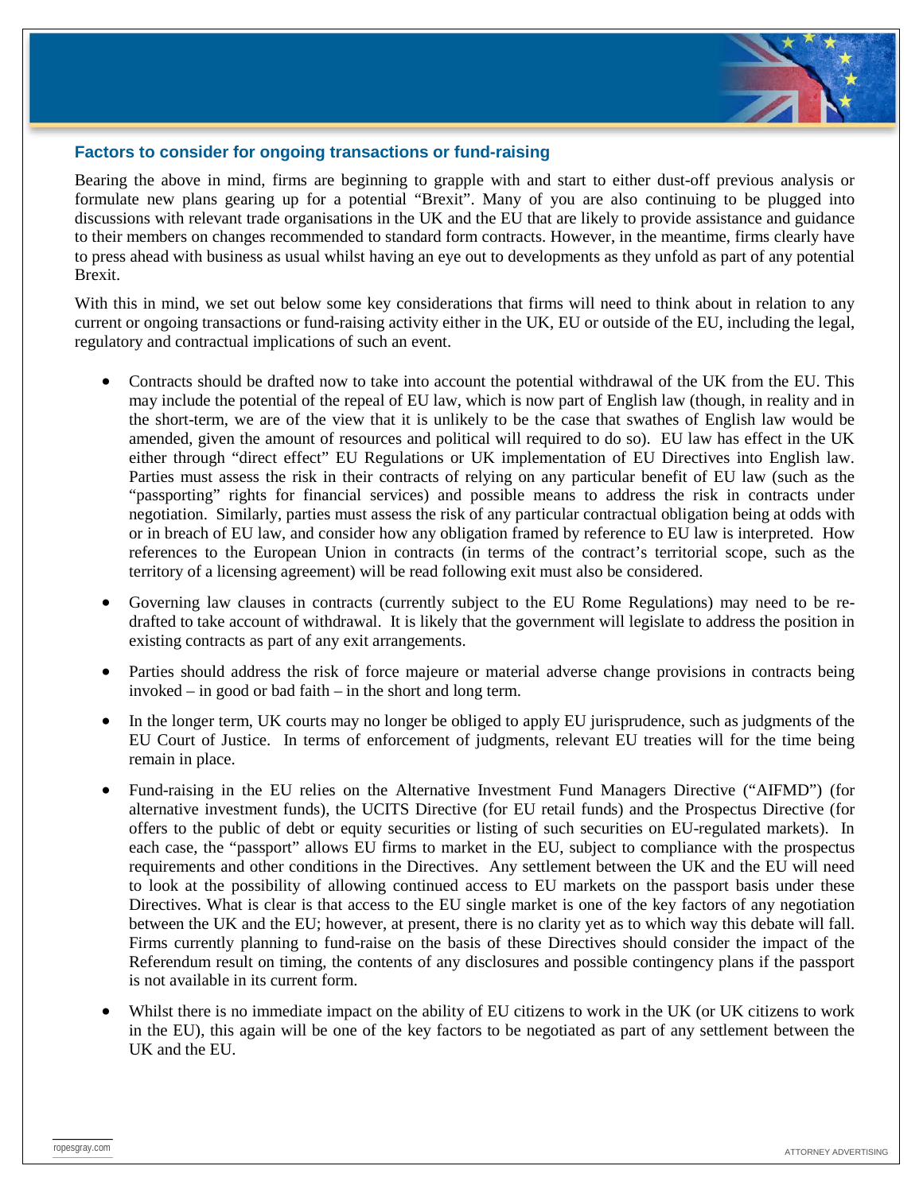## Factors to consider for ongoing transactions or fund-raising

Bearing the above in mind, firms are beginning to grapple with and start to either dust-off previous analysis or formulate new plans gearing up for a potential "Brexit". Many of you are also continuing to be plugged into discussions with relevant trade organisations in the UK and the EU that are likely to provide assistance and guidance to their members on changes recommended to standard form contracts. However, in the meantime, firms clearly have to press ahead with business as usual whilst having an eye out to developments as they unfold as part of any potential Brexit.

With this in mind, we set out below some key considerations that firms will need to think about in relation to any current or ongoing transactions or fund-raising activity either in the UK, EU or outside of the EU, including the legal, regulatory and contractual implications of such an event.

- Contracts should be drafted now to take into account the potential withdrawal of the UK from the EU. This may include the potential of the repeal of EU law, which is now part of English law (though, in reality and in the short-term, we are of the view that it is unlikely to be the case that swathes of English law would be amended, given the amount of resources and political will required to do so). EU law has effect in the UK either through "direct effect" EU Regulations or UK implementation of EU Directives into English law. Parties must assess the risk in their contracts of relying on any particular benefit of EU law (such as the "passporting" rights for financial services) and possible means to address the risk in contracts under negotiation. Similarly, parties must assess the risk of any particular contractual obligation being at odds with or in breach of EU law, and consider how any obligation framed by reference to EU law is interpreted. How references to the European Union in contracts (in terms of the contract's territorial scope, such as the territory of a licensing agreement) will be read following exit must also be considered.

- Governing law clauses in contracts (currently subject to the EU Rome Regulations) may need to be re-drafted to take account of withdrawal. It is likely that the government will legislate to address the position in existing contracts as part of any exit arrangements.

- Parties should address the risk of force majeure or material adverse change provisions in contracts being invoked – in good or bad faith – in the short and long term.

- In the longer term, UK courts may no longer be obliged to apply EU jurisprudence, such as judgments of the EU Court of Justice. In terms of enforcement of judgments, relevant EU treaties will for the time being remain in place.

- Fund-raising in the EU relies on the Alternative Investment Fund Managers Directive ("AIFMD") (for alternative investment funds), the UCITS Directive (for EU retail funds) and the Prospectus Directive (for offers to the public of debt or equity securities or listing of such securities on EU-regulated markets). In each case, the "passport" allows EU firms to market in the EU, subject to compliance with the prospectus requirements and other conditions in the Directives. Any settlement between the UK and the EU will need to look at the possibility of allowing continued access to EU markets on the passport basis under these Directives. What is clear is that access to the EU single market is one of the key factors of any negotiation between the UK and the EU; however, at present, there is no clarity yet as to which way this debate will fall. Firms currently planning to fund-raise on the basis of these Directives should consider the impact of the Referendum result on timing, the contents of any disclosures and possible contingency plans if the passport is not available in its current form.

- Whilst there is no immediate impact on the ability of EU citizens to work in the UK (or UK citizens to work in the EU), this again will be one of the key factors to be negotiated as part of any settlement between the UK and the EU.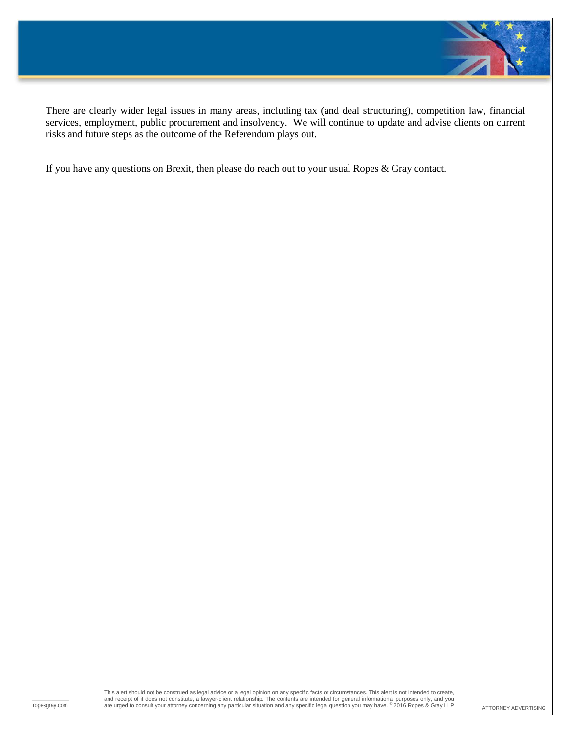There are clearly wider legal issues in many areas, including tax (and deal structuring), competition law, financial services, employment, public procurement and insolvency. We will continue to update and advise clients on current risks and future steps as the outcome of the Referendum plays out.

If you have any questions on Brexit, then please do reach out to your usual Ropes & Gray contact.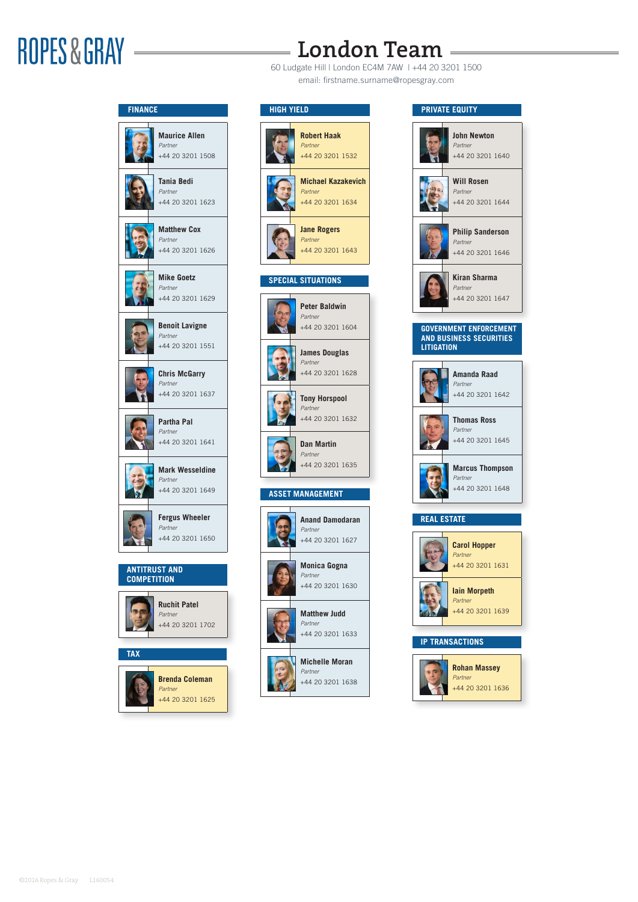# ROPES & GRAY

# London Team

60 Ludgate Hill | London EC4M 7AW | +44 20 3201 1500
email: firstname.surname@ropesgray.com

## FINANCE

**Maurice Allen**
*Partner*
+44 20 3201 1508

**Tania Bedi**
*Partner*
+44 20 3201 1623

**Matthew Cox**
*Partner*
+44 20 3201 1626

**Mike Goetz**
*Partner*
+44 20 3201 1629

**Benoit Lavigne**
*Partner*
+44 20 3201 1551

**Chris McGarry**
*Partner*
+44 20 3201 1637

**Partha Pal**
*Partner*
+44 20 3201 1641

**Mark Wesseldine**
*Partner*
+44 20 3201 1649

**Fergus Wheeler**
*Partner*
+44 20 3201 1650

## ANTITRUST AND COMPETITION

**Ruchit Patel**
*Partner*
+44 20 3201 1702

## TAX

**Brenda Coleman**
*Partner*
+44 20 3201 1625

## HIGH YIELD

**Robert Haak**
*Partner*
+44 20 3201 1532

**Michael Kazakevich**
*Partner*
+44 20 3201 1634

**Jane Rogers**
*Partner*
+44 20 3201 1643

## SPECIAL SITUATIONS

**Peter Baldwin**
*Partner*
+44 20 3201 1604

**James Douglas**
*Partner*
+44 20 3201 1628

**Tony Horspool**
*Partner*
+44 20 3201 1632

**Dan Martin**
*Partner*
+44 20 3201 1635

## ASSET MANAGEMENT

**Anand Damodaran**
*Partner*
+44 20 3201 1627

**Monica Gogna**
*Partner*
+44 20 3201 1630

**Matthew Judd**
*Partner*
+44 20 3201 1633

**Michelle Moran**
*Partner*
+44 20 3201 1638

## PRIVATE EQUITY

**John Newton**
*Partner*
+44 20 3201 1640

**Will Rosen**
*Partner*
+44 20 3201 1644

**Philip Sanderson**
*Partner*
+44 20 3201 1646

**Kiran Sharma**
*Partner*
+44 20 3201 1647

## GOVERNMENT ENFORCEMENT AND BUSINESS SECURITIES LITIGATION

**Amanda Raad**
*Partner*
+44 20 3201 1642

**Thomas Ross**
*Partner*
+44 20 3201 1645

**Marcus Thompson**
*Partner*
+44 20 3201 1648

## REAL ESTATE

**Carol Hopper**
*Partner*
+44 20 3201 1631

**Iain Morpeth**
*Partner*
+44 20 3201 1639

## IP TRANSACTIONS

**Rohan Massey**
*Partner*
+44 20 3201 1636

©2016 Ropes & Gray L160054